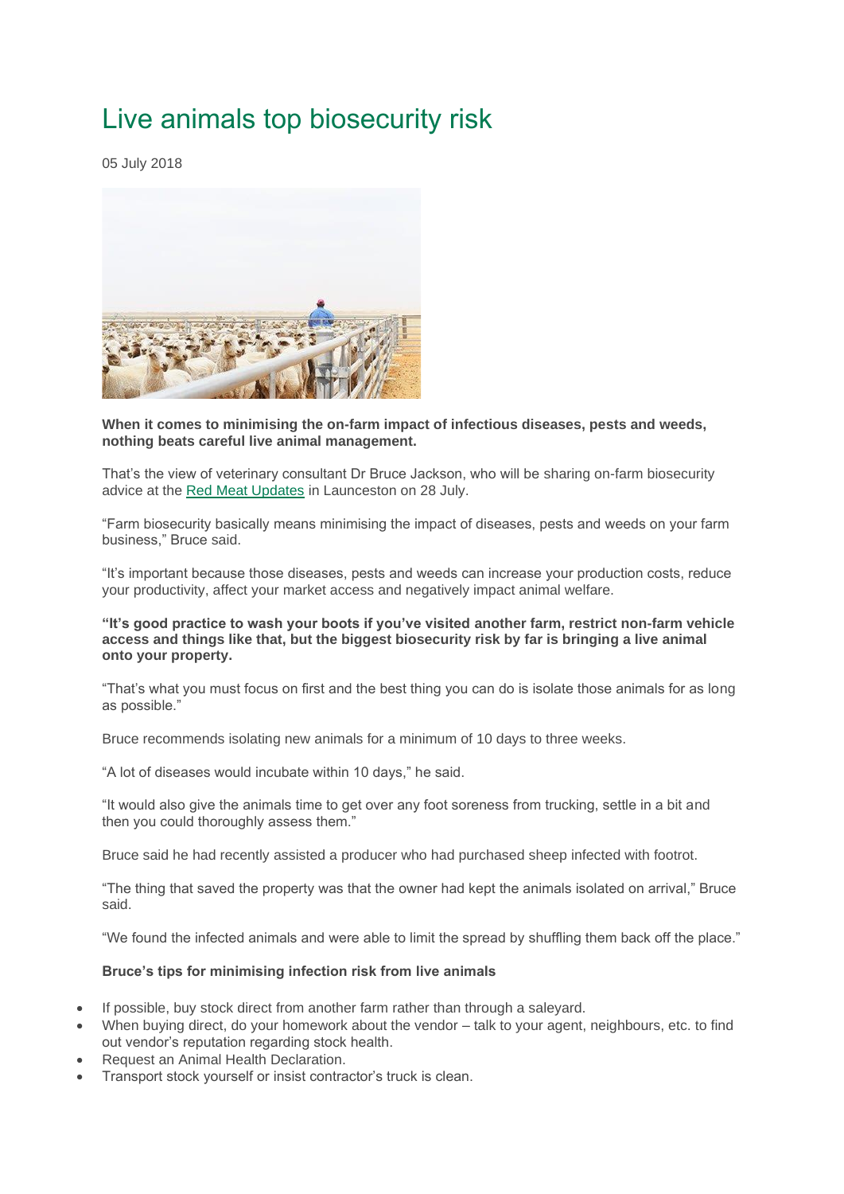# Live animals top biosecurity risk

05 July 2018

**When it comes to minimising the on-farm impact of infectious diseases, pests and weeds, nothing beats careful live animal management.**

That's the view of veterinary consultant Dr Bruce Jackson, who will be sharing on-farm biosecurity advice at the Red Meat Updates in Launceston on 28 July.

"Farm biosecurity basically means minimising the impact of diseases, pests and weeds on your farm business," Bruce said.

"It's important because those diseases, pests and weeds can increase your production costs, reduce your productivity, affect your market access and negatively impact animal welfare.

**"It's good practice to wash your boots if you've visited another farm, restrict non-farm vehicle access and things like that, but the biggest biosecurity risk by far is bringing a live animal onto your property.**

"That's what you must focus on first and the best thing you can do is isolate those animals for as long as possible."

Bruce recommends isolating new animals for a minimum of 10 days to three weeks.

"A lot of diseases would incubate within 10 days," he said.

"It would also give the animals time to get over any foot soreness from trucking, settle in a bit and then you could thoroughly assess them."

Bruce said he had recently assisted a producer who had purchased sheep infected with footrot.

"The thing that saved the property was that the owner had kept the animals isolated on arrival," Bruce said.

"We found the infected animals and were able to limit the spread by shuffling them back off the place."

**Bruce's tips for minimising infection risk from live animals**

- If possible, buy stock direct from another farm rather than through a saleyard.
- When buying direct, do your homework about the vendor – talk to your agent, neighbours, etc. to find out vendor's reputation regarding stock health.
- Request an Animal Health Declaration.
- Transport stock yourself or insist contractor's truck is clean.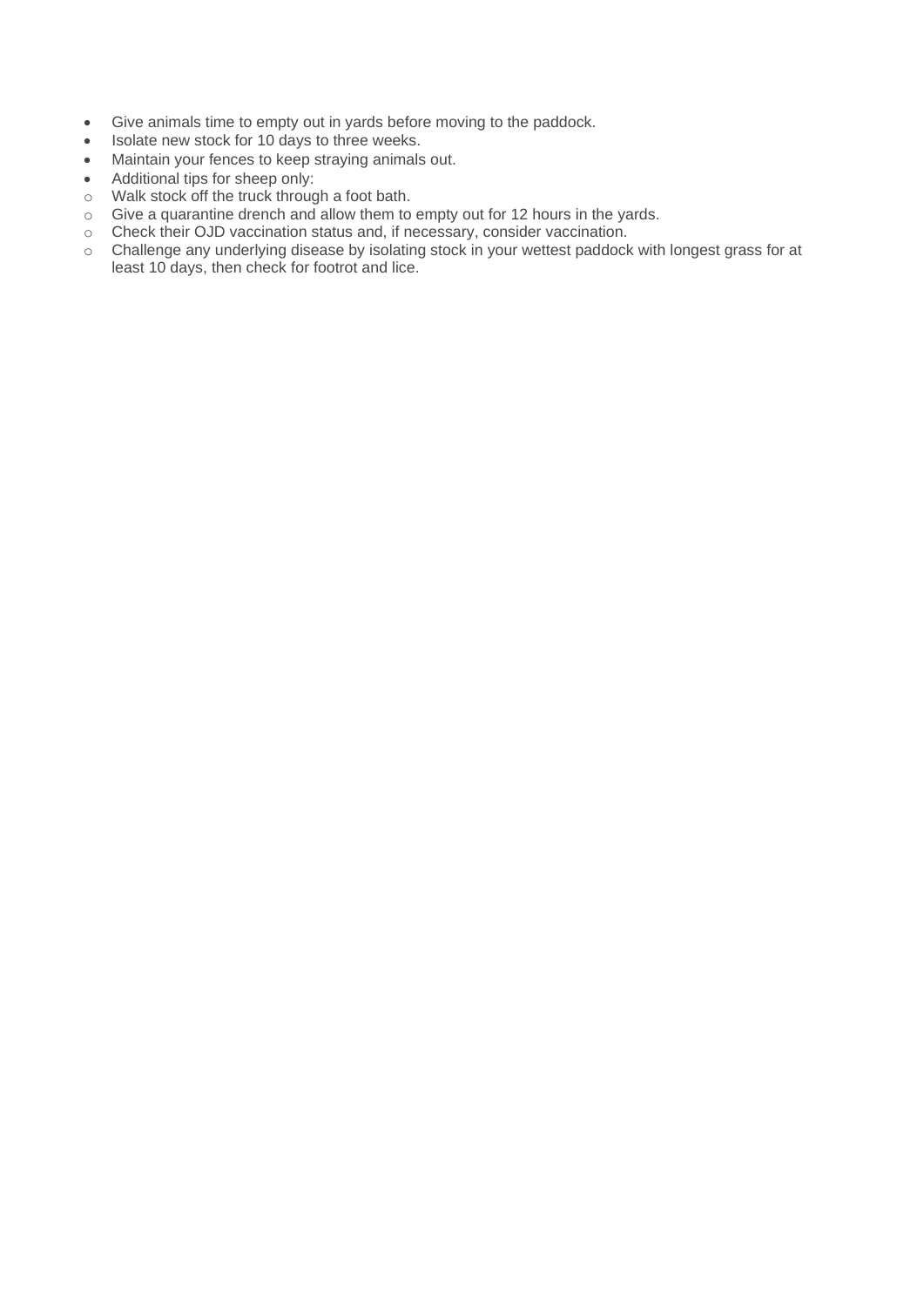- Give animals time to empty out in yards before moving to the paddock.
- Isolate new stock for 10 days to three weeks.
- Maintain your fences to keep straying animals out.
- Additional tips for sheep only:
    - Walk stock off the truck through a foot bath.
    - Give a quarantine drench and allow them to empty out for 12 hours in the yards.
    - Check their OJD vaccination status and, if necessary, consider vaccination.
    - Challenge any underlying disease by isolating stock in your wettest paddock with longest grass for at least 10 days, then check for footrot and lice.